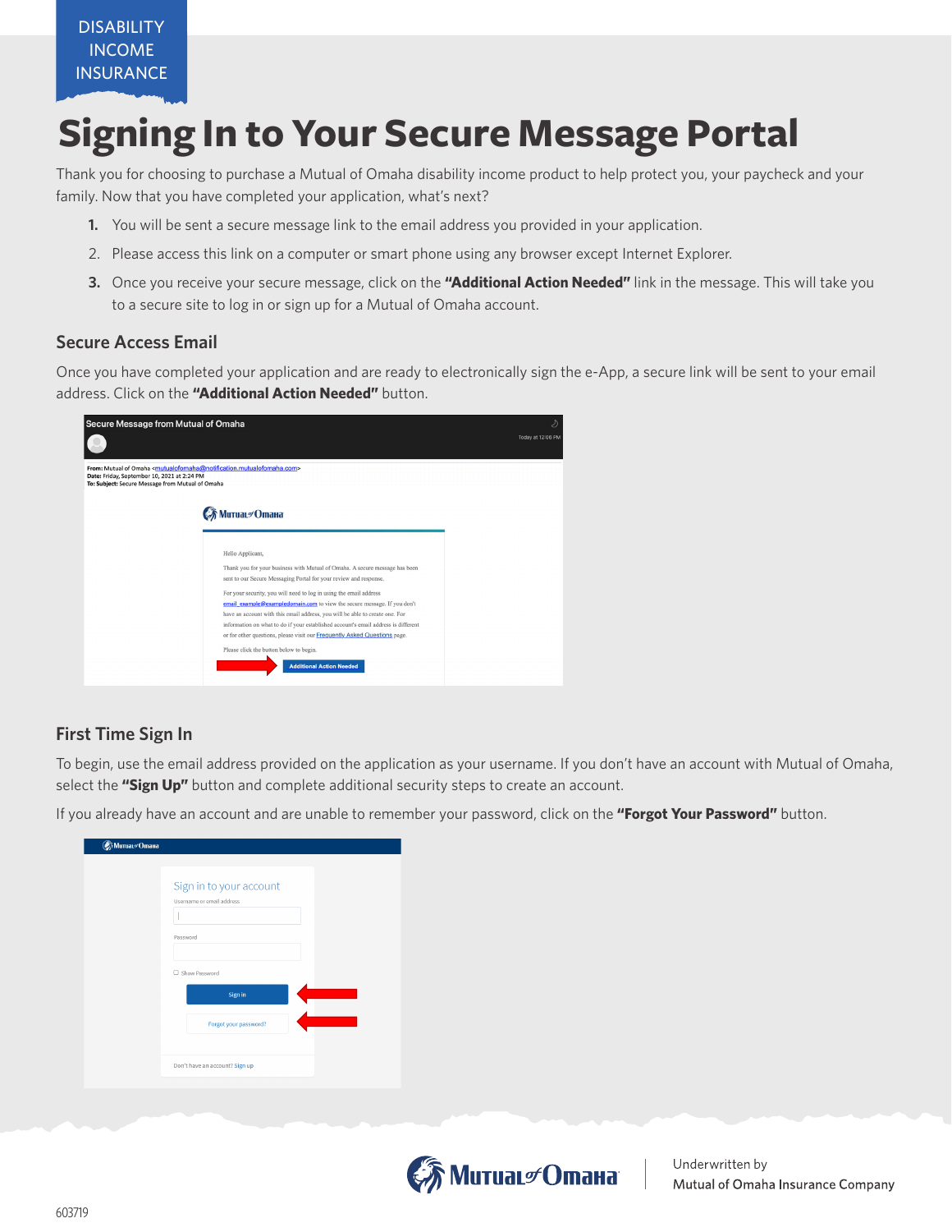DISABILITY INCOME INSURANCE

# Signing In to Your Secure Message Portal

Thank you for choosing to purchase a Mutual of Omaha disability income product to help protect you, your paycheck and your family. Now that you have completed your application, what's next?

1. You will be sent a secure message link to the email address you provided in your application.
2. Please access this link on a computer or smart phone using any browser except Internet Explorer.
3. Once you receive your secure message, click on the **"Additional Action Needed"** link in the message. This will take you to a secure site to log in or sign up for a Mutual of Omaha account.

## Secure Access Email

Once you have completed your application and are ready to electronically sign the e-App, a secure link will be sent to your email address. Click on the **"Additional Action Needed"** button.

Secure Message from Mutual of Omaha

Today at 12:06 PM

From: Mutual of Omaha <mutualofomaha@notification.mutualofomaha.com>
Date: Friday, September 10, 2021 at 2:24 PM
To: Subject: Secure Message from Mutual of Omaha

Mutual of Omaha

Hello Applicant,

Thank you for your business with Mutual of Omaha. A secure message has been sent to our Secure Messaging Portal for your review and response.

For your security, you will need to log in using the email address email_example@exampledomain.com to view the secure message. If you don't have an account with this email address, you will be able to create one. For information on what to do if your established account's email address is different or for other questions, please visit our Frequently Asked Questions page.

Please click the button below to begin.

Additional Action Needed

## First Time Sign In

To begin, use the email address provided on the application as your username. If you don't have an account with Mutual of Omaha, select the **"Sign Up"** button and complete additional security steps to create an account.

If you already have an account and are unable to remember your password, click on the **"Forgot Your Password"** button.

Mutual of Omaha

Sign in to your account

Username or email address

Password

Show Password

Sign in

Forgot your password?

Don't have an account? Sign up

Mutual of Omaha

Underwritten by
Mutual of Omaha Insurance Company

603719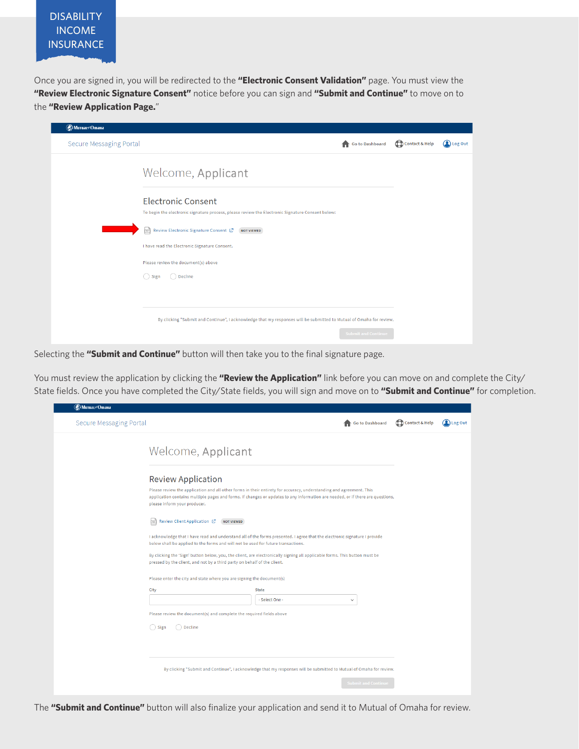DISABILITY INCOME INSURANCE

Once you are signed in, you will be redirected to the **"Electronic Consent Validation"** page. You must view the **"Review Electronic Signature Consent"** notice before you can sign and **"Submit and Continue"** to move on to the **"Review Application Page."**

Mutual of Omaha

Secure Messaging Portal

Go to Dashboard | Contact & Help | Log Out

Welcome, Applicant

Electronic Consent

To begin the electronic signature process, please review the Electronic Signature Consent below:

Review Electronic Signature Consent NOT VIEWED

I have read the Electronic Signature Consent.

Please review the document(s) above

Sign Decline

By clicking "Submit and Continue", I acknowledge that my responses will be submitted to Mutual of Omaha for review.

Submit and Continue

Selecting the **"Submit and Continue"** button will then take you to the final signature page.

You must review the application by clicking the **"Review the Application"** link before you can move on and complete the City/State fields. Once you have completed the City/State fields, you will sign and move on to **"Submit and Continue"** for completion.

Mutual of Omaha

Secure Messaging Portal

Go to Dashboard | Contact & Help | Log Out

Welcome, Applicant

Review Application

Please review the application and all other forms in their entirety for accuracy, understanding and agreement. This application contains multiple pages and forms. If changes or updates to any information are needed, or if there are questions, please inform your producer.

Review Client Application NOT VIEWED

I acknowledge that I have read and understand all of the forms presented. I agree that the electronic signature I provide below shall be applied to the forms and will not be used for future transactions.

By clicking the 'Sign' button below, you, the client, are electronically signing all applicable forms. This button must be pressed by the client, and not by a third party on behalf of the client.

Please enter the city and state where you are signing the document(s)

City

State - Select One -

Please review the document(s) and complete the required fields above

Sign Decline

By clicking "Submit and Continue", I acknowledge that my responses will be submitted to Mutual of Omaha for review.

Submit and Continue

The **"Submit and Continue"** button will also finalize your application and send it to Mutual of Omaha for review.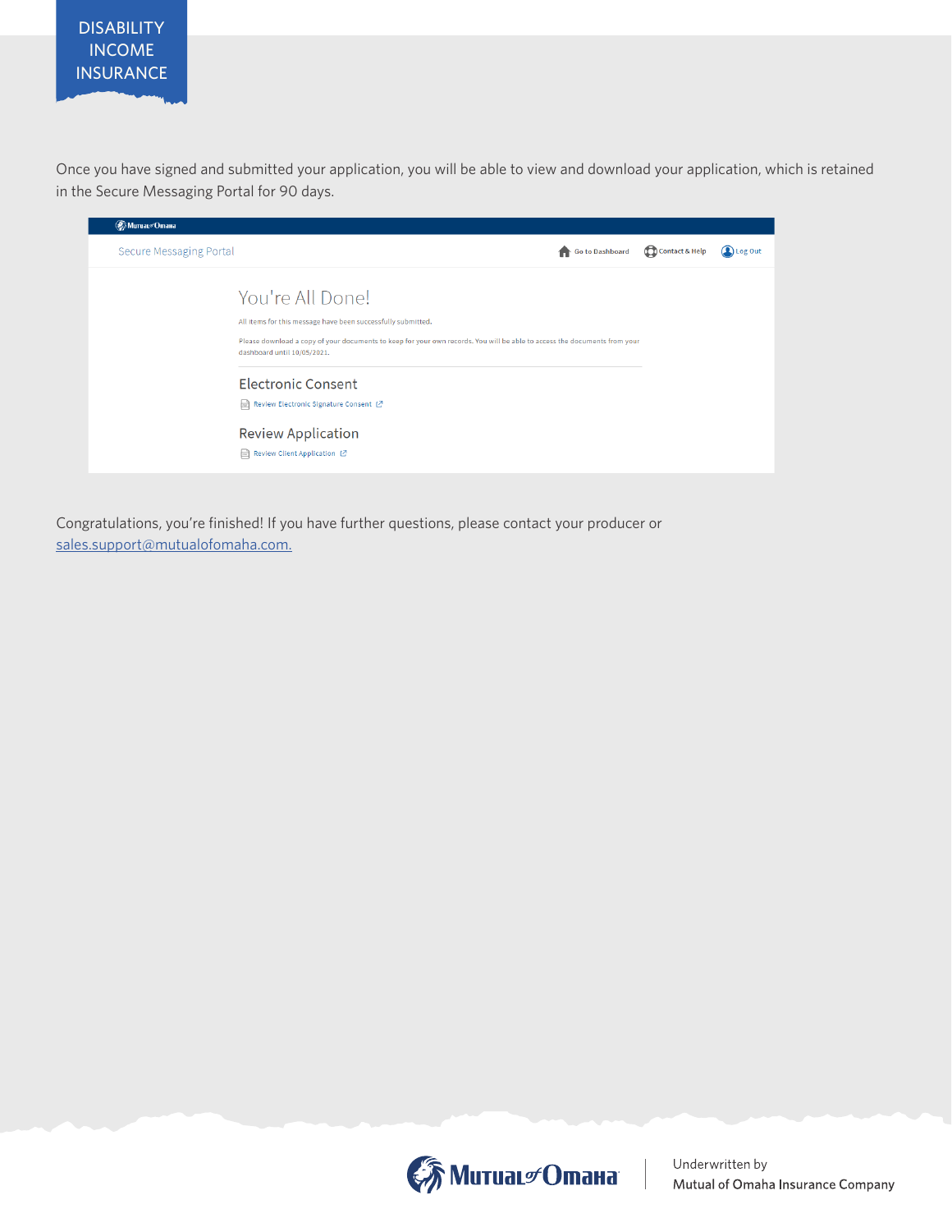Once you have signed and submitted your application, you will be able to view and download your application, which is retained in the Secure Messaging Portal for 90 days.

Mutual of Omaha

Secure Messaging Portal

Go to Dashboard   Contact & Help   Log Out

## You're All Done!

All items for this message have been successfully submitted.

Please download a copy of your documents to keep for your own records. You will be able to access the documents from your dashboard until 10/05/2021.

### Electronic Consent

Review Electronic Signature Consent

### Review Application

Review Client Application

Congratulations, you're finished! If you have further questions, please contact your producer or sales.support@mutualofomaha.com.